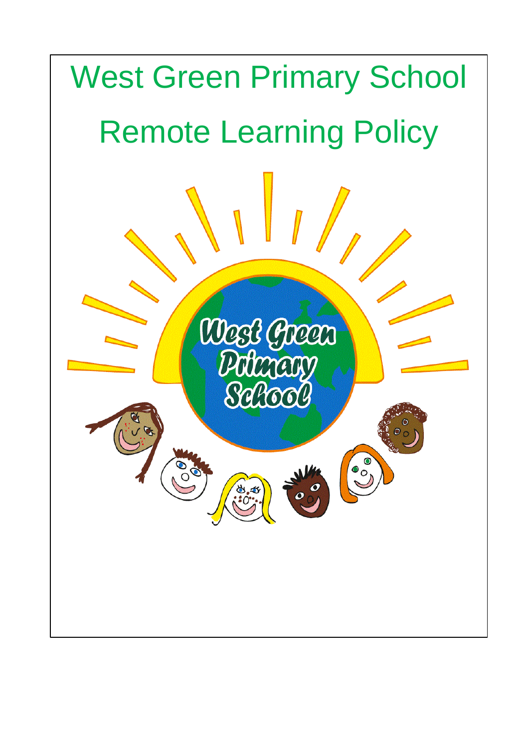# West Green Primary School

# Remote Learning Policy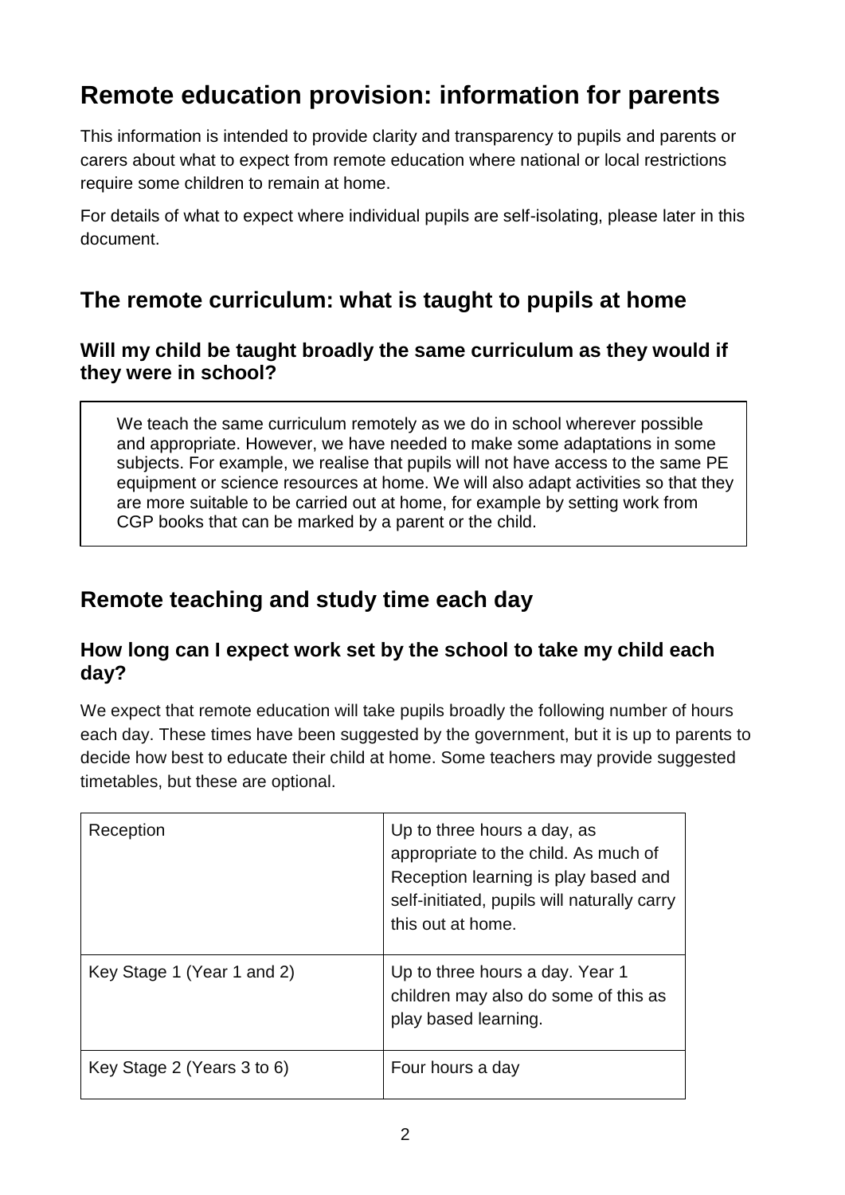# Remote education provision: information for parents

This information is intended to provide clarity and transparency to pupils and parents or carers about what to expect from remote education where national or local restrictions require some children to remain at home.

For details of what to expect where individual pupils are self-isolating, please later in this document.

## The remote curriculum: what is taught to pupils at home

### Will my child be taught broadly the same curriculum as they would if they were in school?

We teach the same curriculum remotely as we do in school wherever possible and appropriate. However, we have needed to make some adaptations in some subjects. For example, we realise that pupils will not have access to the same PE equipment or science resources at home. We will also adapt activities so that they are more suitable to be carried out at home, for example by setting work from CGP books that can be marked by a parent or the child.

## Remote teaching and study time each day

### How long can I expect work set by the school to take my child each day?

We expect that remote education will take pupils broadly the following number of hours each day. These times have been suggested by the government, but it is up to parents to decide how best to educate their child at home. Some teachers may provide suggested timetables, but these are optional.

| | |
|---|---|
| Reception | Up to three hours a day, as appropriate to the child. As much of Reception learning is play based and self-initiated, pupils will naturally carry this out at home. |
| Key Stage 1 (Year 1 and 2) | Up to three hours a day. Year 1 children may also do some of this as play based learning. |
| Key Stage 2 (Years 3 to 6) | Four hours a day |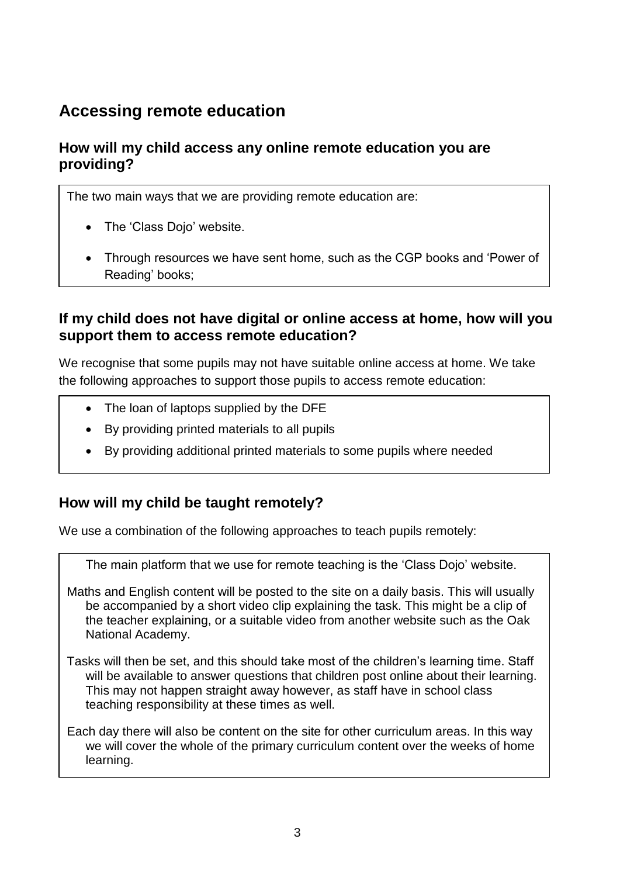## Accessing remote education

### How will my child access any online remote education you are providing?

The two main ways that we are providing remote education are:

- The 'Class Dojo' website.
- Through resources we have sent home, such as the CGP books and 'Power of Reading' books;

### If my child does not have digital or online access at home, how will you support them to access remote education?

We recognise that some pupils may not have suitable online access at home. We take the following approaches to support those pupils to access remote education:

- The loan of laptops supplied by the DFE
- By providing printed materials to all pupils
- By providing additional printed materials to some pupils where needed

### How will my child be taught remotely?

We use a combination of the following approaches to teach pupils remotely:

The main platform that we use for remote teaching is the 'Class Dojo' website.

Maths and English content will be posted to the site on a daily basis. This will usually be accompanied by a short video clip explaining the task. This might be a clip of the teacher explaining, or a suitable video from another website such as the Oak National Academy.

Tasks will then be set, and this should take most of the children's learning time. Staff will be available to answer questions that children post online about their learning. This may not happen straight away however, as staff have in school class teaching responsibility at these times as well.

Each day there will also be content on the site for other curriculum areas. In this way we will cover the whole of the primary curriculum content over the weeks of home learning.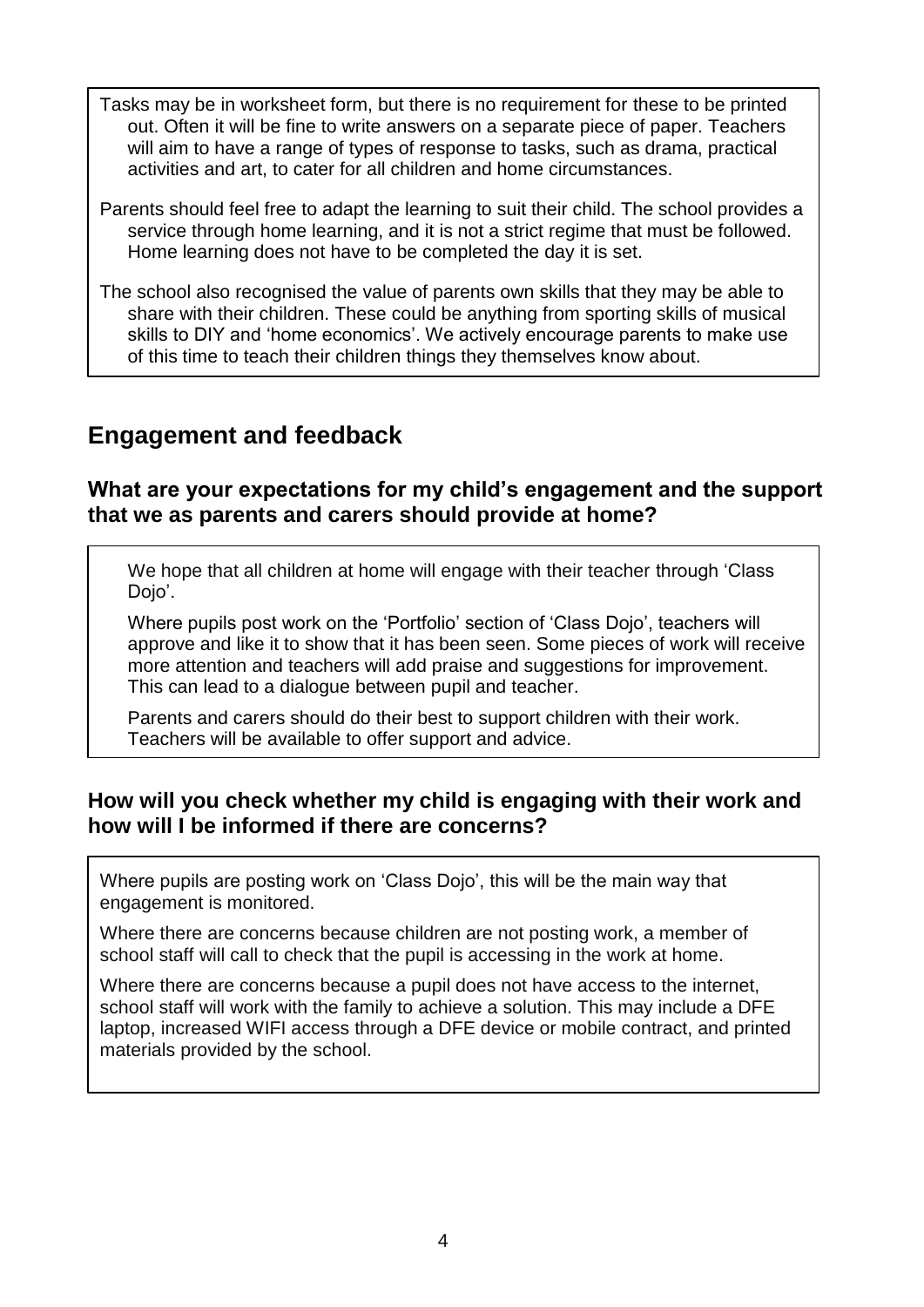Tasks may be in worksheet form, but there is no requirement for these to be printed out. Often it will be fine to write answers on a separate piece of paper. Teachers will aim to have a range of types of response to tasks, such as drama, practical activities and art, to cater for all children and home circumstances.

Parents should feel free to adapt the learning to suit their child. The school provides a service through home learning, and it is not a strict regime that must be followed. Home learning does not have to be completed the day it is set.

The school also recognised the value of parents own skills that they may be able to share with their children. These could be anything from sporting skills of musical skills to DIY and 'home economics'. We actively encourage parents to make use of this time to teach their children things they themselves know about.

## Engagement and feedback

### What are your expectations for my child's engagement and the support that we as parents and carers should provide at home?

We hope that all children at home will engage with their teacher through 'Class Dojo'.

Where pupils post work on the 'Portfolio' section of 'Class Dojo', teachers will approve and like it to show that it has been seen. Some pieces of work will receive more attention and teachers will add praise and suggestions for improvement. This can lead to a dialogue between pupil and teacher.

Parents and carers should do their best to support children with their work. Teachers will be available to offer support and advice.

### How will you check whether my child is engaging with their work and how will I be informed if there are concerns?

Where pupils are posting work on 'Class Dojo', this will be the main way that engagement is monitored.

Where there are concerns because children are not posting work, a member of school staff will call to check that the pupil is accessing in the work at home.

Where there are concerns because a pupil does not have access to the internet, school staff will work with the family to achieve a solution. This may include a DFE laptop, increased WIFI access through a DFE device or mobile contract, and printed materials provided by the school.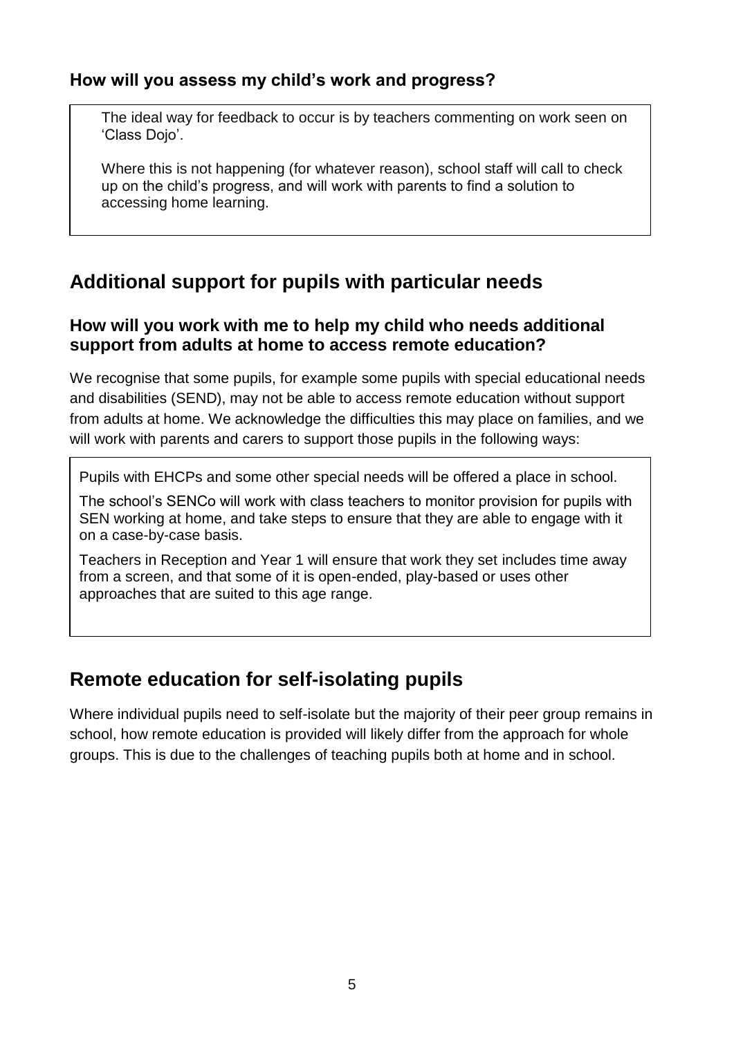### How will you assess my child's work and progress?

The ideal way for feedback to occur is by teachers commenting on work seen on 'Class Dojo'.

Where this is not happening (for whatever reason), school staff will call to check up on the child's progress, and will work with parents to find a solution to accessing home learning.

## Additional support for pupils with particular needs

### How will you work with me to help my child who needs additional support from adults at home to access remote education?

We recognise that some pupils, for example some pupils with special educational needs and disabilities (SEND), may not be able to access remote education without support from adults at home. We acknowledge the difficulties this may place on families, and we will work with parents and carers to support those pupils in the following ways:

Pupils with EHCPs and some other special needs will be offered a place in school.

The school's SENCo will work with class teachers to monitor provision for pupils with SEN working at home, and take steps to ensure that they are able to engage with it on a case-by-case basis.

Teachers in Reception and Year 1 will ensure that work they set includes time away from a screen, and that some of it is open-ended, play-based or uses other approaches that are suited to this age range.

## Remote education for self-isolating pupils

Where individual pupils need to self-isolate but the majority of their peer group remains in school, how remote education is provided will likely differ from the approach for whole groups. This is due to the challenges of teaching pupils both at home and in school.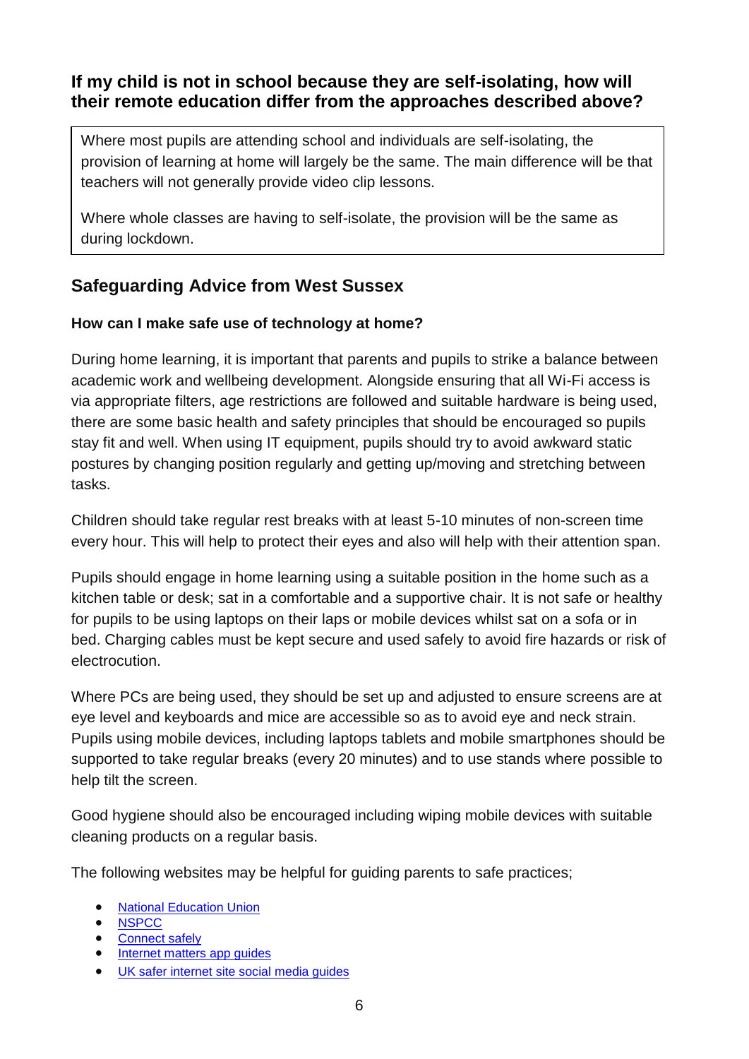### If my child is not in school because they are self-isolating, how will their remote education differ from the approaches described above?

Where most pupils are attending school and individuals are self-isolating, the provision of learning at home will largely be the same. The main difference will be that teachers will not generally provide video clip lessons.

Where whole classes are having to self-isolate, the provision will be the same as during lockdown.

## Safeguarding Advice from West Sussex

**How can I make safe use of technology at home?**

During home learning, it is important that parents and pupils to strike a balance between academic work and wellbeing development. Alongside ensuring that all Wi-Fi access is via appropriate filters, age restrictions are followed and suitable hardware is being used, there are some basic health and safety principles that should be encouraged so pupils stay fit and well. When using IT equipment, pupils should try to avoid awkward static postures by changing position regularly and getting up/moving and stretching between tasks.

Children should take regular rest breaks with at least 5-10 minutes of non-screen time every hour. This will help to protect their eyes and also will help with their attention span.

Pupils should engage in home learning using a suitable position in the home such as a kitchen table or desk; sat in a comfortable and a supportive chair. It is not safe or healthy for pupils to be using laptops on their laps or mobile devices whilst sat on a sofa or in bed. Charging cables must be kept secure and used safely to avoid fire hazards or risk of electrocution.

Where PCs are being used, they should be set up and adjusted to ensure screens are at eye level and keyboards and mice are accessible so as to avoid eye and neck strain. Pupils using mobile devices, including laptops tablets and mobile smartphones should be supported to take regular breaks (every 20 minutes) and to use stands where possible to help tilt the screen.

Good hygiene should also be encouraged including wiping mobile devices with suitable cleaning products on a regular basis.

The following websites may be helpful for guiding parents to safe practices;

- National Education Union
- NSPCC
- Connect safely
- Internet matters app guides
- UK safer internet site social media guides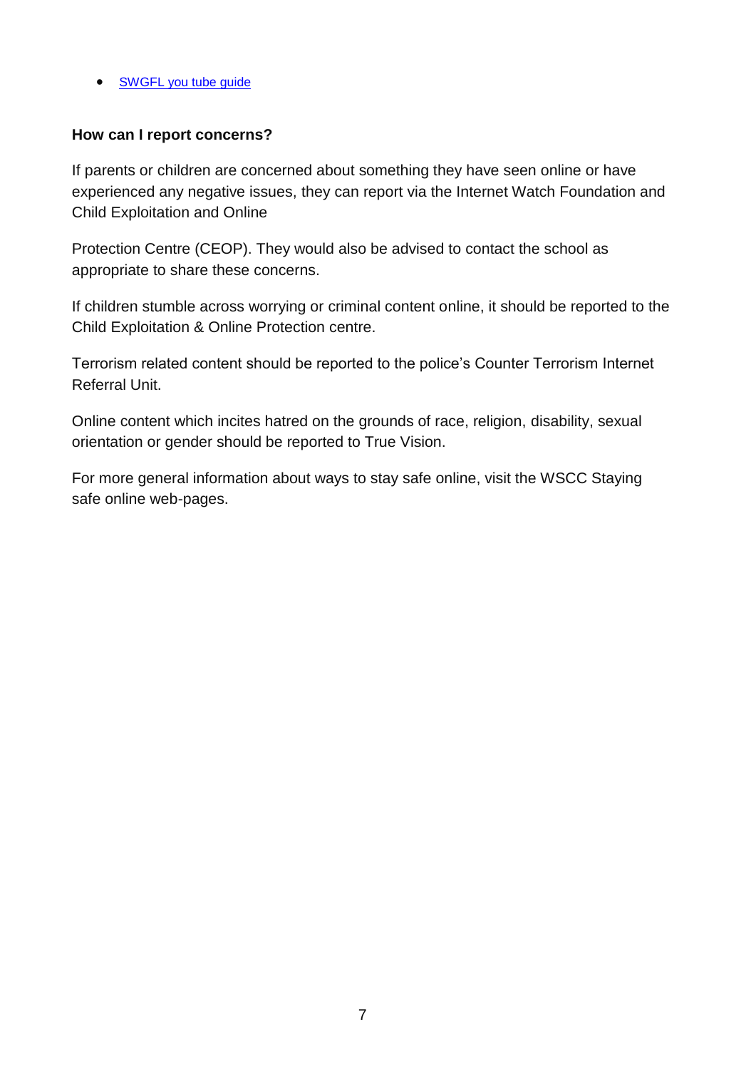- SWGFL you tube guide

**How can I report concerns?**

If parents or children are concerned about something they have seen online or have experienced any negative issues, they can report via the Internet Watch Foundation and Child Exploitation and Online

Protection Centre (CEOP). They would also be advised to contact the school as appropriate to share these concerns.

If children stumble across worrying or criminal content online, it should be reported to the Child Exploitation & Online Protection centre.

Terrorism related content should be reported to the police's Counter Terrorism Internet Referral Unit.

Online content which incites hatred on the grounds of race, religion, disability, sexual orientation or gender should be reported to True Vision.

For more general information about ways to stay safe online, visit the WSCC Staying safe online web-pages.